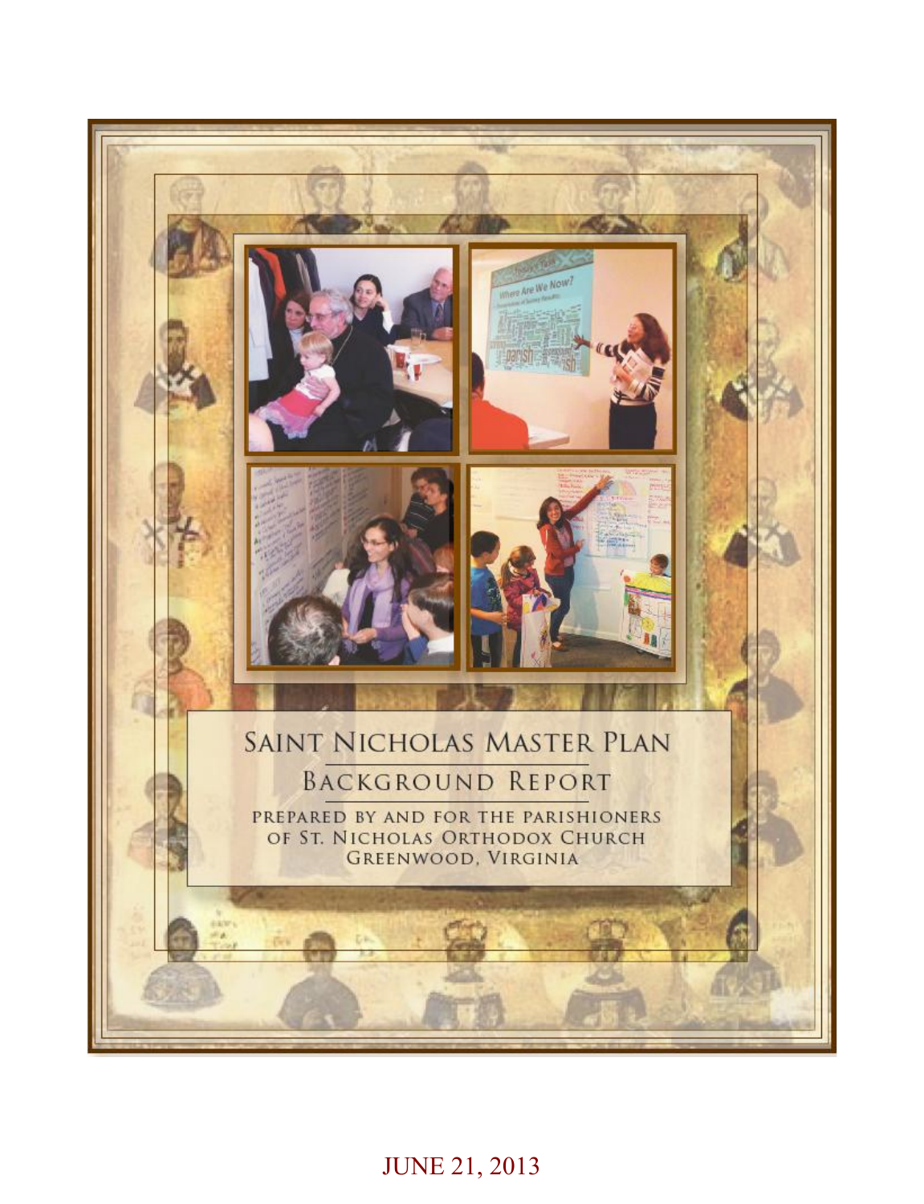# Saint Nicholas Master Plan

## Background Report

PREPARED BY AND FOR THE PARISHIONERS OF ST. NICHOLAS ORTHODOX CHURCH GREENWOOD, VIRGINIA

JUNE 21, 2013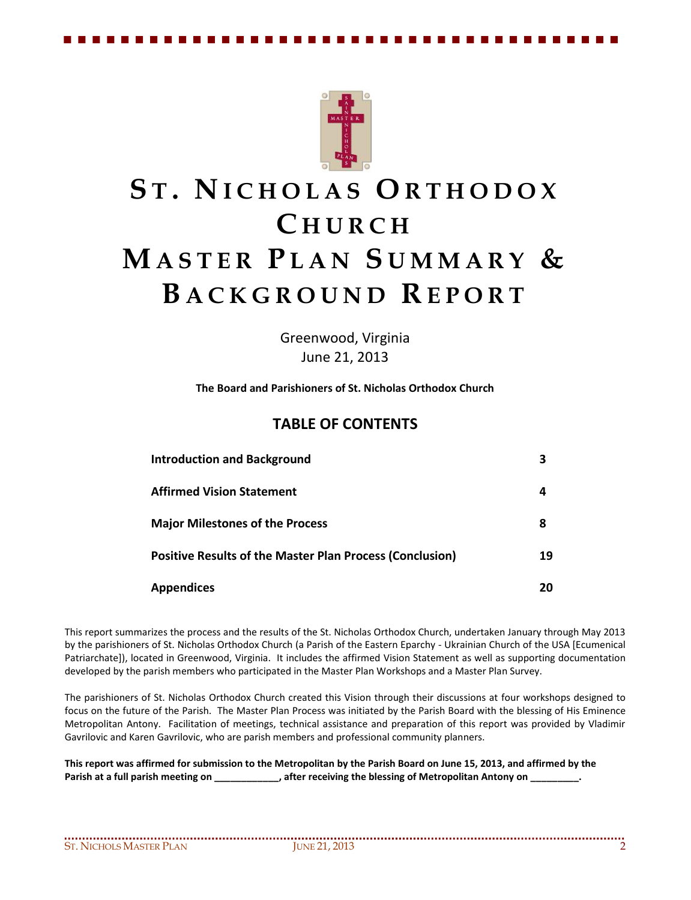# ST. NICHOLAS ORTHODOX CHURCH MASTER PLAN SUMMARY & BACKGROUND REPORT

Greenwood, Virginia
June 21, 2013

**The Board and Parishioners of St. Nicholas Orthodox Church**

## TABLE OF CONTENTS

| | |
|---|---|
| **Introduction and Background** | **3** |
| **Affirmed Vision Statement** | **4** |
| **Major Milestones of the Process** | **8** |
| **Positive Results of the Master Plan Process (Conclusion)** | **19** |
| **Appendices** | **20** |

This report summarizes the process and the results of the St. Nicholas Orthodox Church, undertaken January through May 2013 by the parishioners of St. Nicholas Orthodox Church (a Parish of the Eastern Eparchy - Ukrainian Church of the USA [Ecumenical Patriarchate]), located in Greenwood, Virginia. It includes the affirmed Vision Statement as well as supporting documentation developed by the parish members who participated in the Master Plan Workshops and a Master Plan Survey.

The parishioners of St. Nicholas Orthodox Church created this Vision through their discussions at four workshops designed to focus on the future of the Parish. The Master Plan Process was initiated by the Parish Board with the blessing of His Eminence Metropolitan Antony. Facilitation of meetings, technical assistance and preparation of this report was provided by Vladimir Gavrilovic and Karen Gavrilovic, who are parish members and professional community planners.

**This report was affirmed for submission to the Metropolitan by the Parish Board on June 15, 2013, and affirmed by the Parish at a full parish meeting on ____________, after receiving the blessing of Metropolitan Antony on _________.**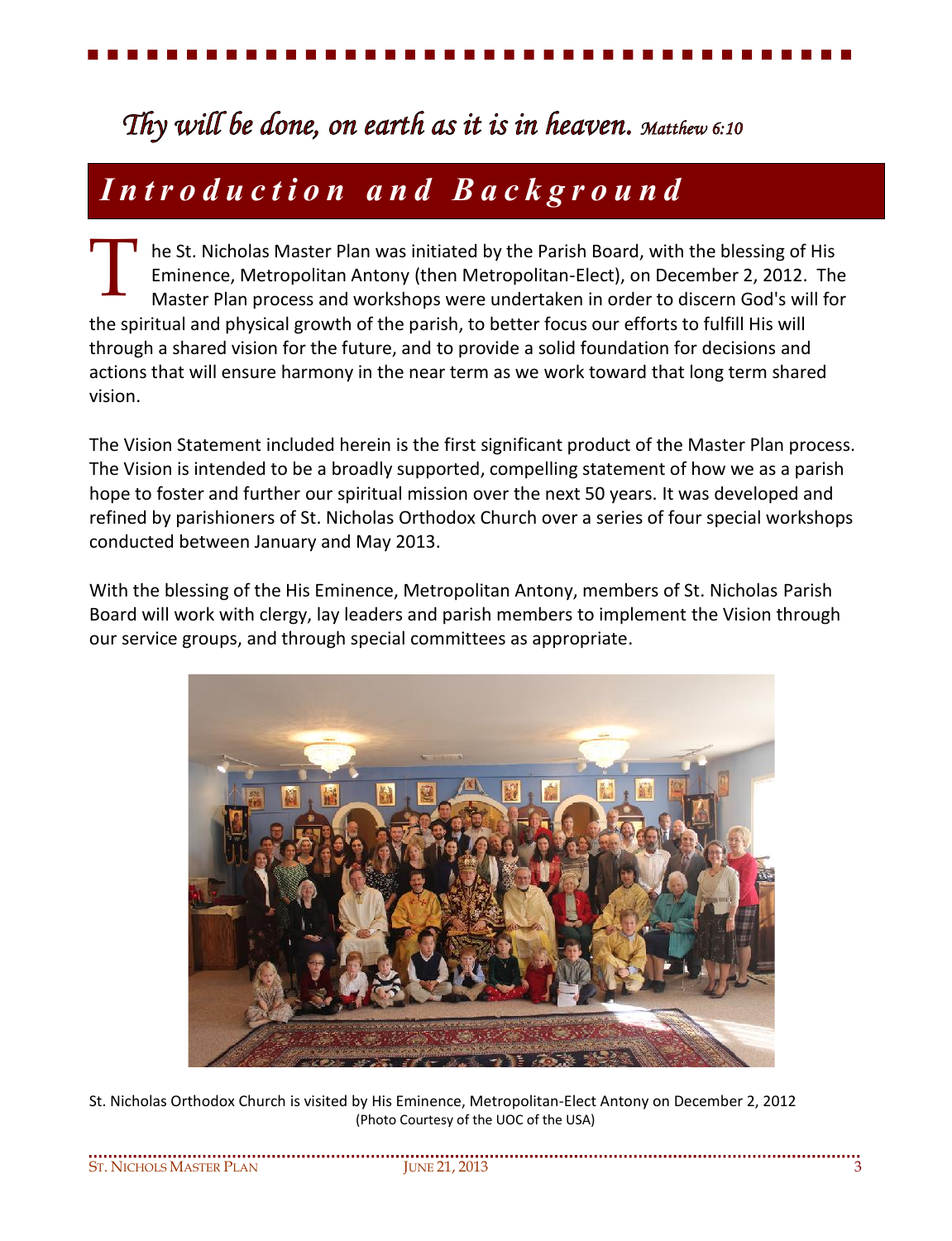*Thy will be done, on earth as it is in heaven.* *Matthew 6:10*

# *Introduction and Background*

The St. Nicholas Master Plan was initiated by the Parish Board, with the blessing of His Eminence, Metropolitan Antony (then Metropolitan-Elect), on December 2, 2012. The Master Plan process and workshops were undertaken in order to discern God's will for the spiritual and physical growth of the parish, to better focus our efforts to fulfill His will through a shared vision for the future, and to provide a solid foundation for decisions and actions that will ensure harmony in the near term as we work toward that long term shared vision.

The Vision Statement included herein is the first significant product of the Master Plan process. The Vision is intended to be a broadly supported, compelling statement of how we as a parish hope to foster and further our spiritual mission over the next 50 years. It was developed and refined by parishioners of St. Nicholas Orthodox Church over a series of four special workshops conducted between January and May 2013.

With the blessing of the His Eminence, Metropolitan Antony, members of St. Nicholas Parish Board will work with clergy, lay leaders and parish members to implement the Vision through our service groups, and through special committees as appropriate.

St. Nicholas Orthodox Church is visited by His Eminence, Metropolitan-Elect Antony on December 2, 2012
(Photo Courtesy of the UOC of the USA)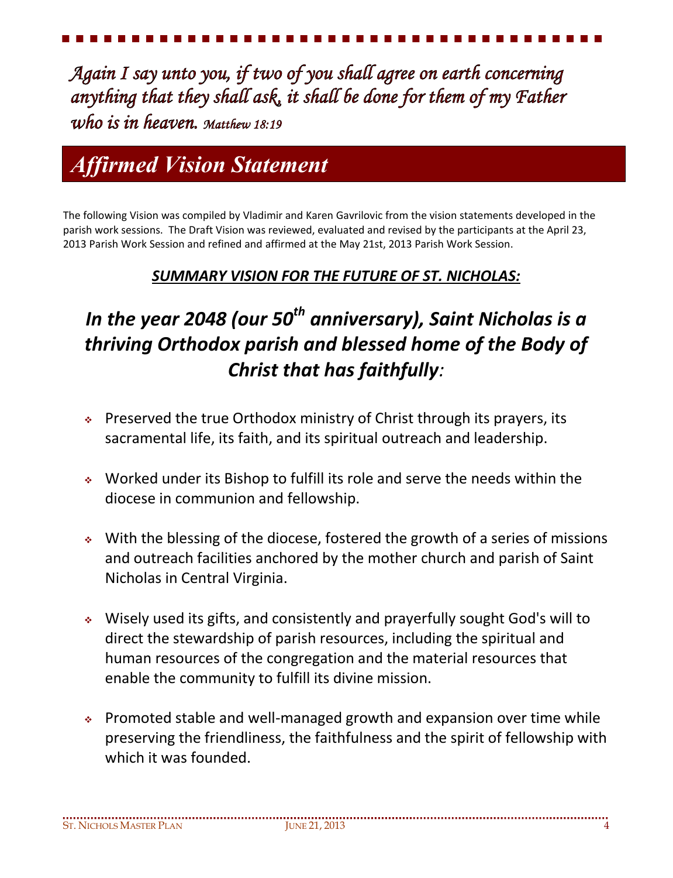*Again I say unto you, if two of you shall agree on earth concerning anything that they shall ask, it shall be done for them of my Father who is in heaven. Matthew 18:19*

# *Affirmed Vision Statement*

The following Vision was compiled by Vladimir and Karen Gavrilovic from the vision statements developed in the parish work sessions. The Draft Vision was reviewed, evaluated and revised by the participants at the April 23, 2013 Parish Work Session and refined and affirmed at the May 21st, 2013 Parish Work Session.

***SUMMARY VISION FOR THE FUTURE OF ST. NICHOLAS:***

## *In the year 2048 (our 50th anniversary), Saint Nicholas is a thriving Orthodox parish and blessed home of the Body of Christ that has faithfully:*

- Preserved the true Orthodox ministry of Christ through its prayers, its sacramental life, its faith, and its spiritual outreach and leadership.
- Worked under its Bishop to fulfill its role and serve the needs within the diocese in communion and fellowship.
- With the blessing of the diocese, fostered the growth of a series of missions and outreach facilities anchored by the mother church and parish of Saint Nicholas in Central Virginia.
- Wisely used its gifts, and consistently and prayerfully sought God's will to direct the stewardship of parish resources, including the spiritual and human resources of the congregation and the material resources that enable the community to fulfill its divine mission.
- Promoted stable and well-managed growth and expansion over time while preserving the friendliness, the faithfulness and the spirit of fellowship with which it was founded.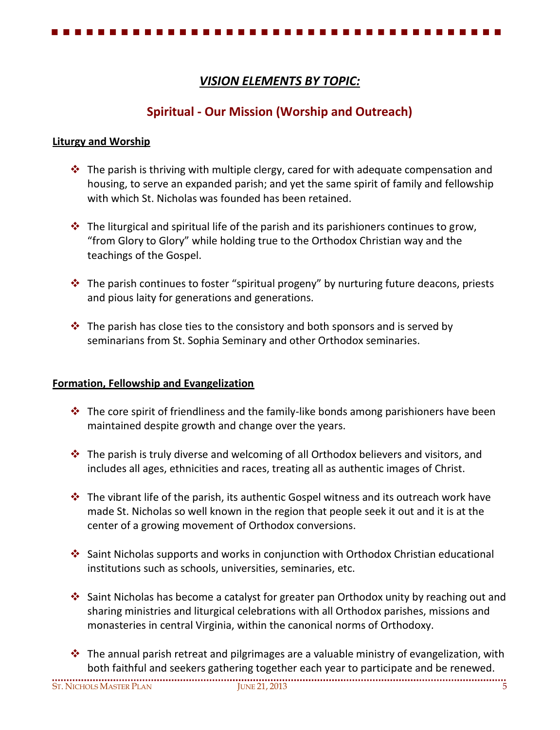## *VISION ELEMENTS BY TOPIC:*

### Spiritual - Our Mission (Worship and Outreach)

**Liturgy and Worship**

- The parish is thriving with multiple clergy, cared for with adequate compensation and housing, to serve an expanded parish; and yet the same spirit of family and fellowship with which St. Nicholas was founded has been retained.
- The liturgical and spiritual life of the parish and its parishioners continues to grow, "from Glory to Glory" while holding true to the Orthodox Christian way and the teachings of the Gospel.
- The parish continues to foster "spiritual progeny" by nurturing future deacons, priests and pious laity for generations and generations.
- The parish has close ties to the consistory and both sponsors and is served by seminarians from St. Sophia Seminary and other Orthodox seminaries.

**Formation, Fellowship and Evangelization**

- The core spirit of friendliness and the family-like bonds among parishioners have been maintained despite growth and change over the years.
- The parish is truly diverse and welcoming of all Orthodox believers and visitors, and includes all ages, ethnicities and races, treating all as authentic images of Christ.
- The vibrant life of the parish, its authentic Gospel witness and its outreach work have made St. Nicholas so well known in the region that people seek it out and it is at the center of a growing movement of Orthodox conversions.
- Saint Nicholas supports and works in conjunction with Orthodox Christian educational institutions such as schools, universities, seminaries, etc.
- Saint Nicholas has become a catalyst for greater pan Orthodox unity by reaching out and sharing ministries and liturgical celebrations with all Orthodox parishes, missions and monasteries in central Virginia, within the canonical norms of Orthodoxy.
- The annual parish retreat and pilgrimages are a valuable ministry of evangelization, with both faithful and seekers gathering together each year to participate and be renewed.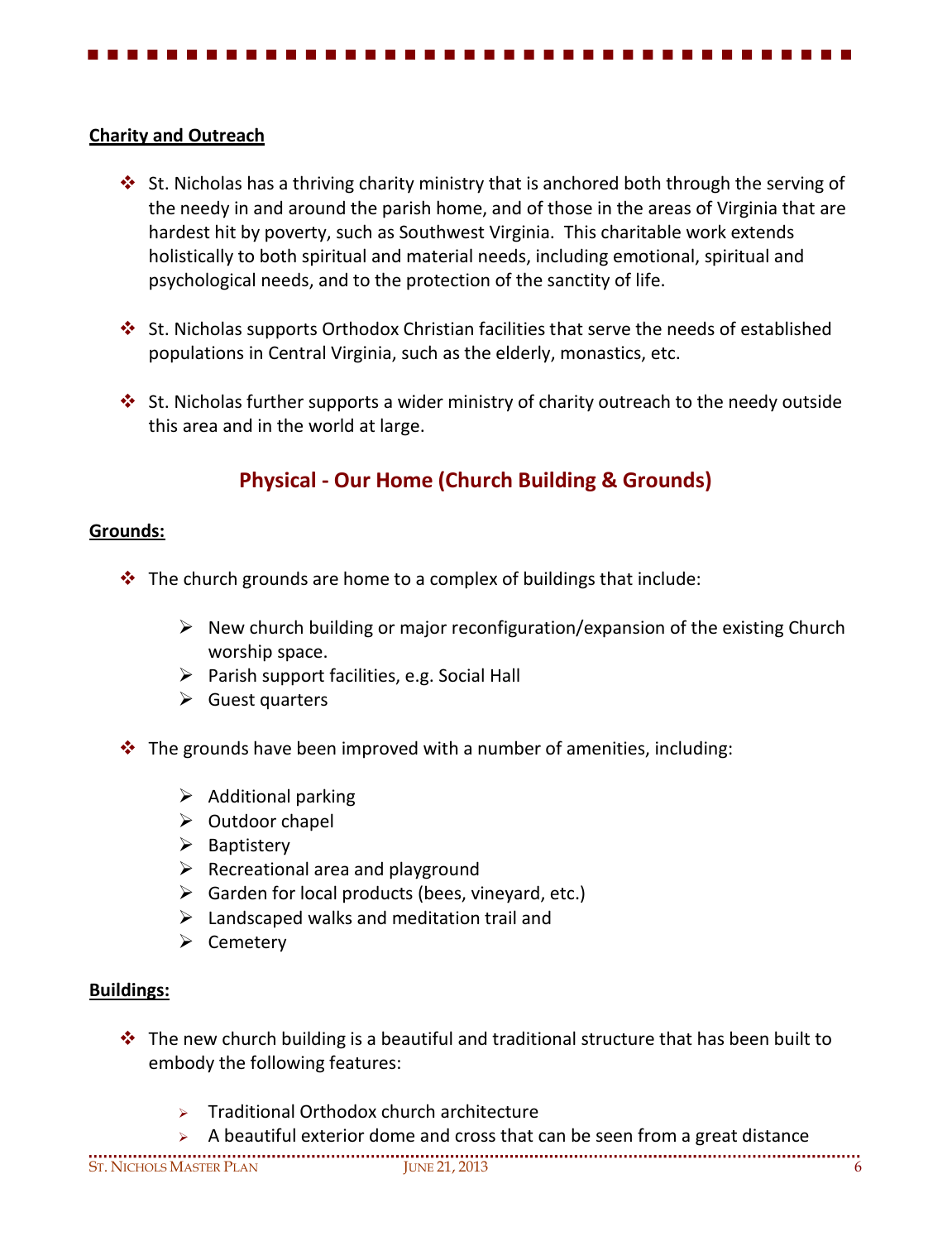**Charity and Outreach**

- St. Nicholas has a thriving charity ministry that is anchored both through the serving of the needy in and around the parish home, and of those in the areas of Virginia that are hardest hit by poverty, such as Southwest Virginia. This charitable work extends holistically to both spiritual and material needs, including emotional, spiritual and psychological needs, and to the protection of the sanctity of life.

- St. Nicholas supports Orthodox Christian facilities that serve the needs of established populations in Central Virginia, such as the elderly, monastics, etc.

- St. Nicholas further supports a wider ministry of charity outreach to the needy outside this area and in the world at large.

## Physical - Our Home (Church Building & Grounds)

**Grounds:**

- The church grounds are home to a complex of buildings that include:
  - New church building or major reconfiguration/expansion of the existing Church worship space.
  - Parish support facilities, e.g. Social Hall
  - Guest quarters

- The grounds have been improved with a number of amenities, including:
  - Additional parking
  - Outdoor chapel
  - Baptistery
  - Recreational area and playground
  - Garden for local products (bees, vineyard, etc.)
  - Landscaped walks and meditation trail and
  - Cemetery

**Buildings:**

- The new church building is a beautiful and traditional structure that has been built to embody the following features:
  - Traditional Orthodox church architecture
  - A beautiful exterior dome and cross that can be seen from a great distance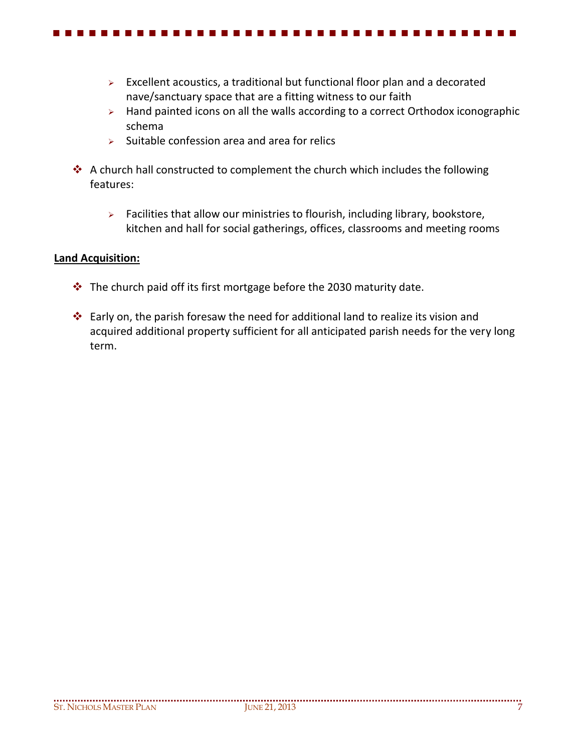- Excellent acoustics, a traditional but functional floor plan and a decorated nave/sanctuary space that are a fitting witness to our faith
- Hand painted icons on all the walls according to a correct Orthodox iconographic schema
- Suitable confession area and area for relics

- A church hall constructed to complement the church which includes the following features:

  - Facilities that allow our ministries to flourish, including library, bookstore, kitchen and hall for social gatherings, offices, classrooms and meeting rooms

**Land Acquisition:**

- The church paid off its first mortgage before the 2030 maturity date.

- Early on, the parish foresaw the need for additional land to realize its vision and acquired additional property sufficient for all anticipated parish needs for the very long term.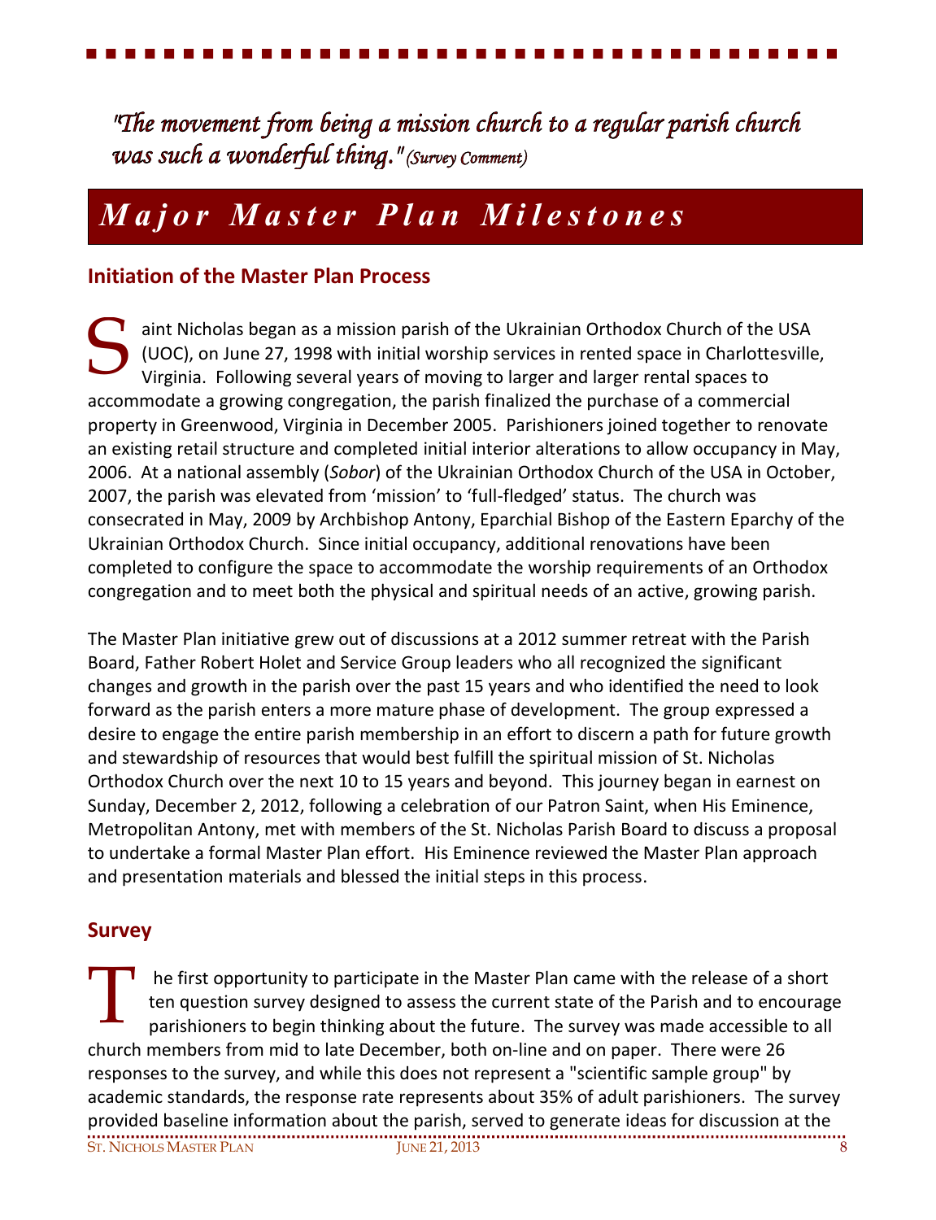*"The movement from being a mission church to a regular parish church was such a wonderful thing." (Survey Comment)*

# *Major Master Plan Milestones*

## Initiation of the Master Plan Process

Saint Nicholas began as a mission parish of the Ukrainian Orthodox Church of the USA (UOC), on June 27, 1998 with initial worship services in rented space in Charlottesville, Virginia. Following several years of moving to larger and larger rental spaces to accommodate a growing congregation, the parish finalized the purchase of a commercial property in Greenwood, Virginia in December 2005. Parishioners joined together to renovate an existing retail structure and completed initial interior alterations to allow occupancy in May, 2006. At a national assembly (*Sobor*) of the Ukrainian Orthodox Church of the USA in October, 2007, the parish was elevated from 'mission' to 'full-fledged' status. The church was consecrated in May, 2009 by Archbishop Antony, Eparchial Bishop of the Eastern Eparchy of the Ukrainian Orthodox Church. Since initial occupancy, additional renovations have been completed to configure the space to accommodate the worship requirements of an Orthodox congregation and to meet both the physical and spiritual needs of an active, growing parish.

The Master Plan initiative grew out of discussions at a 2012 summer retreat with the Parish Board, Father Robert Holet and Service Group leaders who all recognized the significant changes and growth in the parish over the past 15 years and who identified the need to look forward as the parish enters a more mature phase of development. The group expressed a desire to engage the entire parish membership in an effort to discern a path for future growth and stewardship of resources that would best fulfill the spiritual mission of St. Nicholas Orthodox Church over the next 10 to 15 years and beyond. This journey began in earnest on Sunday, December 2, 2012, following a celebration of our Patron Saint, when His Eminence, Metropolitan Antony, met with members of the St. Nicholas Parish Board to discuss a proposal to undertake a formal Master Plan effort. His Eminence reviewed the Master Plan approach and presentation materials and blessed the initial steps in this process.

## Survey

The first opportunity to participate in the Master Plan came with the release of a short ten question survey designed to assess the current state of the Parish and to encourage parishioners to begin thinking about the future. The survey was made accessible to all church members from mid to late December, both on-line and on paper. There were 26 responses to the survey, and while this does not represent a "scientific sample group" by academic standards, the response rate represents about 35% of adult parishioners. The survey provided baseline information about the parish, served to generate ideas for discussion at the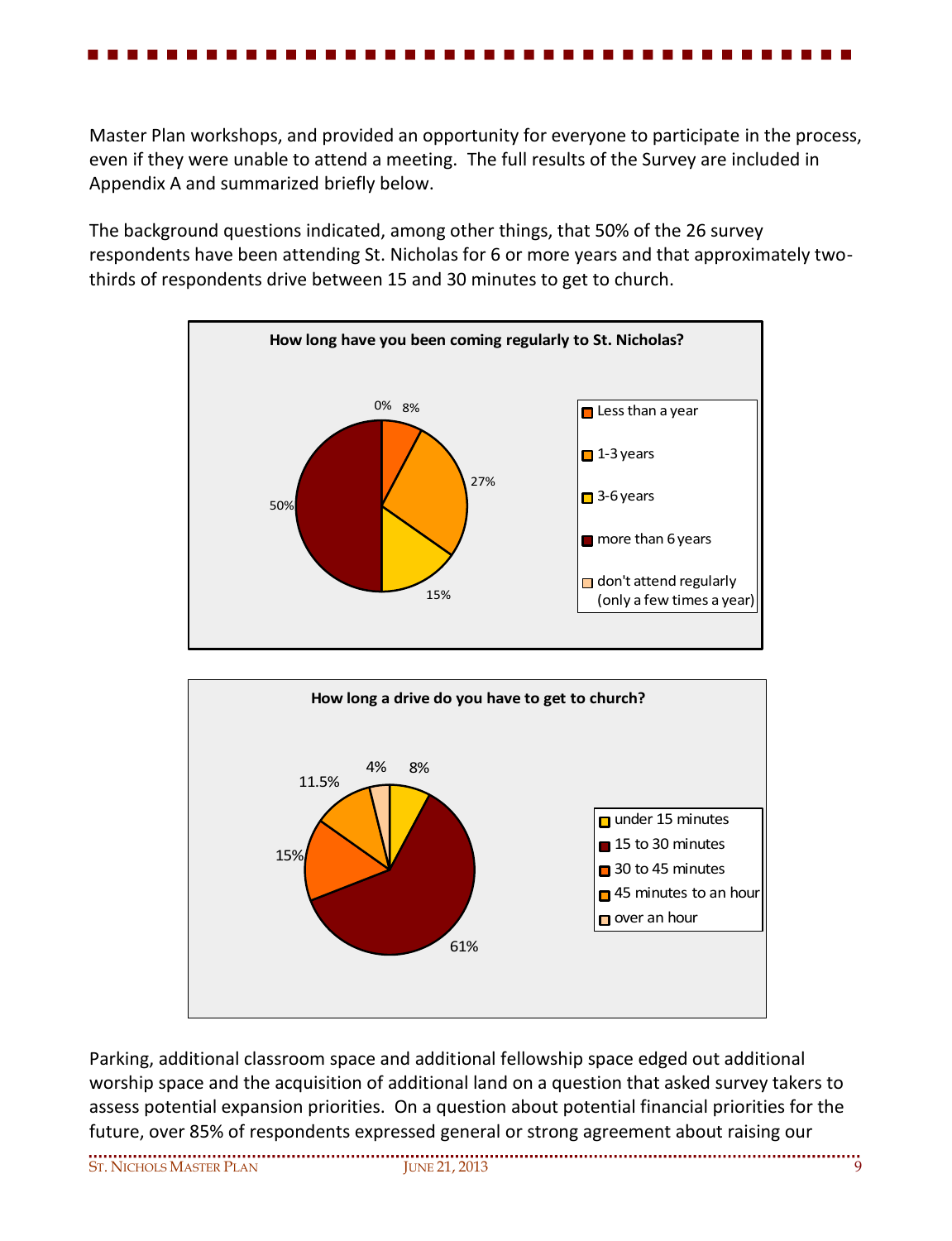Master Plan workshops, and provided an opportunity for everyone to participate in the process, even if they were unable to attend a meeting. The full results of the Survey are included in Appendix A and summarized briefly below.

The background questions indicated, among other things, that 50% of the 26 survey respondents have been attending St. Nicholas for 6 or more years and that approximately two-thirds of respondents drive between 15 and 30 minutes to get to church.

**How long have you been coming regularly to St. Nicholas?**

| Response | Percent |
|---|---|
| Less than a year | 8% |
| 1-3 years | 27% |
| 3-6 years | 15% |
| more than 6 years | 50% |
| don't attend regularly (only a few times a year) | 0% |

**How long a drive do you have to get to church?**

| Response | Percent |
|---|---|
| under 15 minutes | 8% |
| 15 to 30 minutes | 61% |
| 30 to 45 minutes | 15% |
| 45 minutes to an hour | 11.5% |
| over an hour | 4% |

Parking, additional classroom space and additional fellowship space edged out additional worship space and the acquisition of additional land on a question that asked survey takers to assess potential expansion priorities. On a question about potential financial priorities for the future, over 85% of respondents expressed general or strong agreement about raising our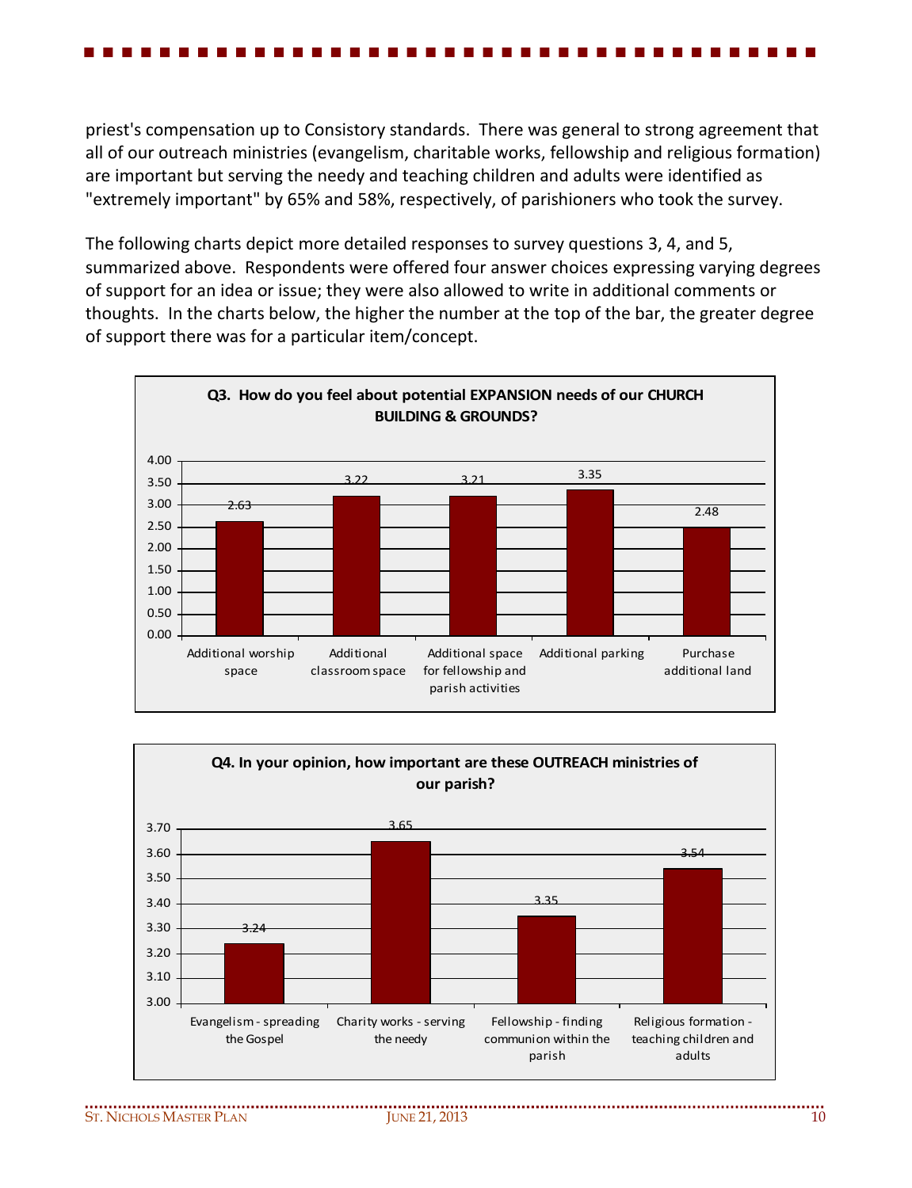priest's compensation up to Consistory standards. There was general to strong agreement that all of our outreach ministries (evangelism, charitable works, fellowship and religious formation) are important but serving the needy and teaching children and adults were identified as "extremely important" by 65% and 58%, respectively, of parishioners who took the survey.

The following charts depict more detailed responses to survey questions 3, 4, and 5, summarized above. Respondents were offered four answer choices expressing varying degrees of support for an idea or issue; they were also allowed to write in additional comments or thoughts. In the charts below, the higher the number at the top of the bar, the greater degree of support there was for a particular item/concept.

**Q3. How do you feel about potential EXPANSION needs of our CHURCH BUILDING & GROUNDS?**

| Item | Score |
|---|---|
| Additional worship space | 2.63 |
| Additional classroom space | 3.22 |
| Additional space for fellowship and parish activities | 3.21 |
| Additional parking | 3.35 |
| Purchase additional land | 2.48 |

**Q4. In your opinion, how important are these OUTREACH ministries of our parish?**

| Item | Score |
|---|---|
| Evangelism - spreading the Gospel | 3.24 |
| Charity works - serving the needy | 3.65 |
| Fellowship - finding communion within the parish | 3.35 |
| Religious formation - teaching children and adults | 3.54 |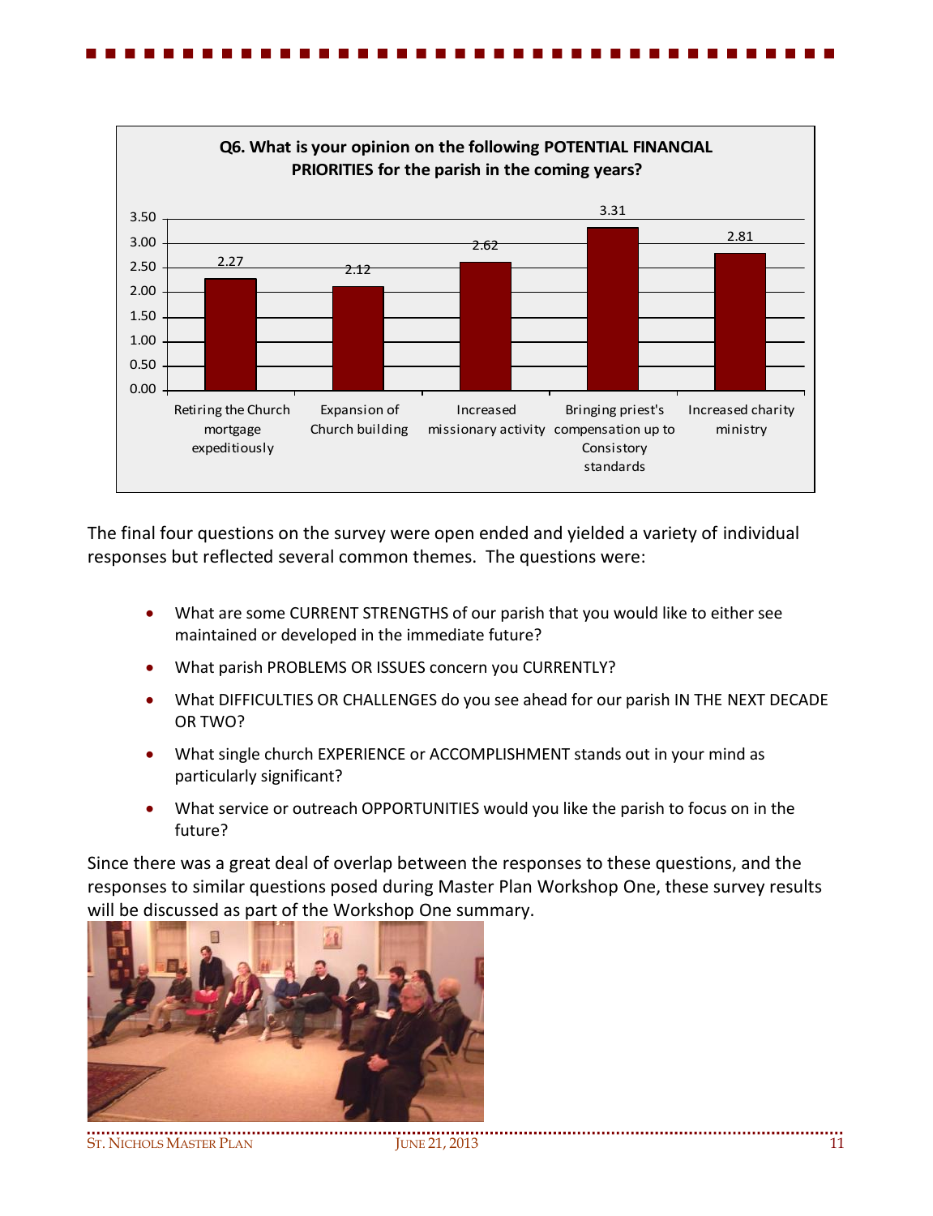**Q6. What is your opinion on the following POTENTIAL FINANCIAL PRIORITIES for the parish in the coming years?**

| Priority | Score |
|---|---|
| Retiring the Church mortgage expeditiously | 2.27 |
| Expansion of Church building | 2.12 |
| Increased missionary activity | 2.62 |
| Bringing priest's compensation up to Consistory standards | 3.31 |
| Increased charity ministry | 2.81 |

The final four questions on the survey were open ended and yielded a variety of individual responses but reflected several common themes. The questions were:

- What are some CURRENT STRENGTHS of our parish that you would like to either see maintained or developed in the immediate future?
- What parish PROBLEMS OR ISSUES concern you CURRENTLY?
- What DIFFICULTIES OR CHALLENGES do you see ahead for our parish IN THE NEXT DECADE OR TWO?
- What single church EXPERIENCE or ACCOMPLISHMENT stands out in your mind as particularly significant?
- What service or outreach OPPORTUNITIES would you like the parish to focus on in the future?

Since there was a great deal of overlap between the responses to these questions, and the responses to similar questions posed during Master Plan Workshop One, these survey results will be discussed as part of the Workshop One summary.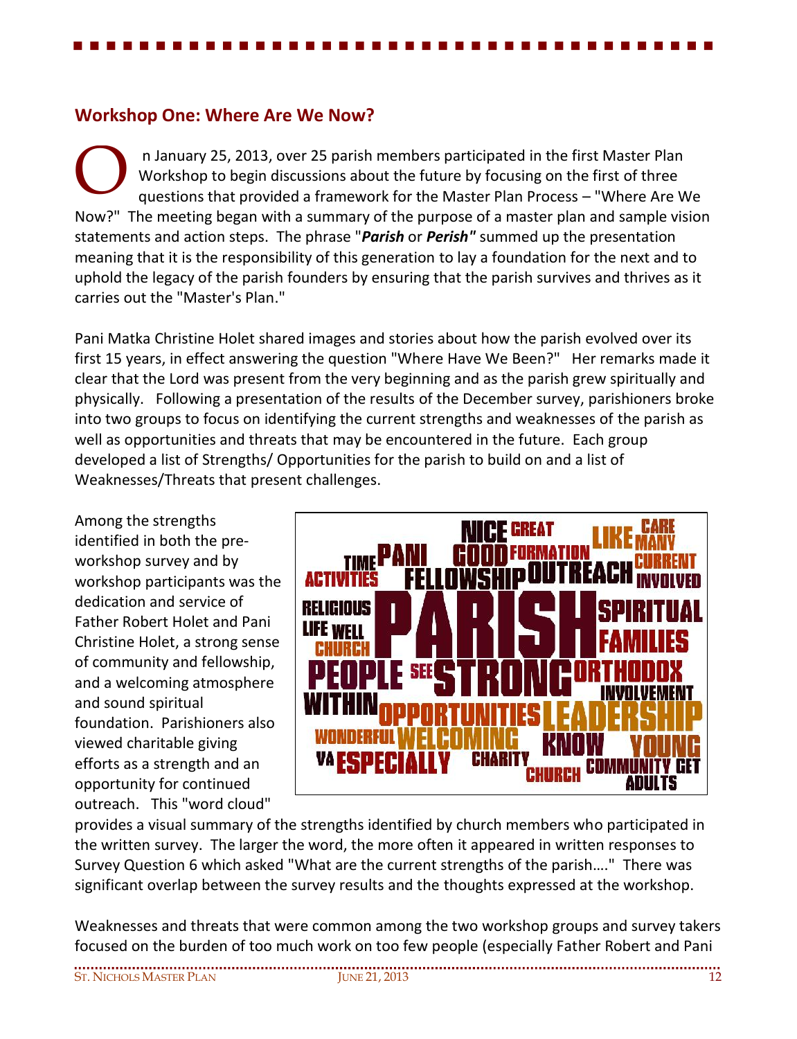## Workshop One: Where Are We Now?

On January 25, 2013, over 25 parish members participated in the first Master Plan Workshop to begin discussions about the future by focusing on the first of three questions that provided a framework for the Master Plan Process – "Where Are We Now?" The meeting began with a summary of the purpose of a master plan and sample vision statements and action steps. The phrase "***Parish*** or ***Perish"*** summed up the presentation meaning that it is the responsibility of this generation to lay a foundation for the next and to uphold the legacy of the parish founders by ensuring that the parish survives and thrives as it carries out the "Master's Plan."

Pani Matka Christine Holet shared images and stories about how the parish evolved over its first 15 years, in effect answering the question "Where Have We Been?" Her remarks made it clear that the Lord was present from the very beginning and as the parish grew spiritually and physically. Following a presentation of the results of the December survey, parishioners broke into two groups to focus on identifying the current strengths and weaknesses of the parish as well as opportunities and threats that may be encountered in the future. Each group developed a list of Strengths/ Opportunities for the parish to build on and a list of Weaknesses/Threats that present challenges.

Among the strengths identified in both the pre-workshop survey and by workshop participants was the dedication and service of Father Robert Holet and Pani Christine Holet, a strong sense of community and fellowship, and a welcoming atmosphere and sound spiritual foundation. Parishioners also viewed charitable giving efforts as a strength and an opportunity for continued outreach. This "word cloud" provides a visual summary of the strengths identified by church members who participated in the written survey. The larger the word, the more often it appeared in written responses to Survey Question 6 which asked "What are the current strengths of the parish…." There was significant overlap between the survey results and the thoughts expressed at the workshop.

Weaknesses and threats that were common among the two workshop groups and survey takers focused on the burden of too much work on too few people (especially Father Robert and Pani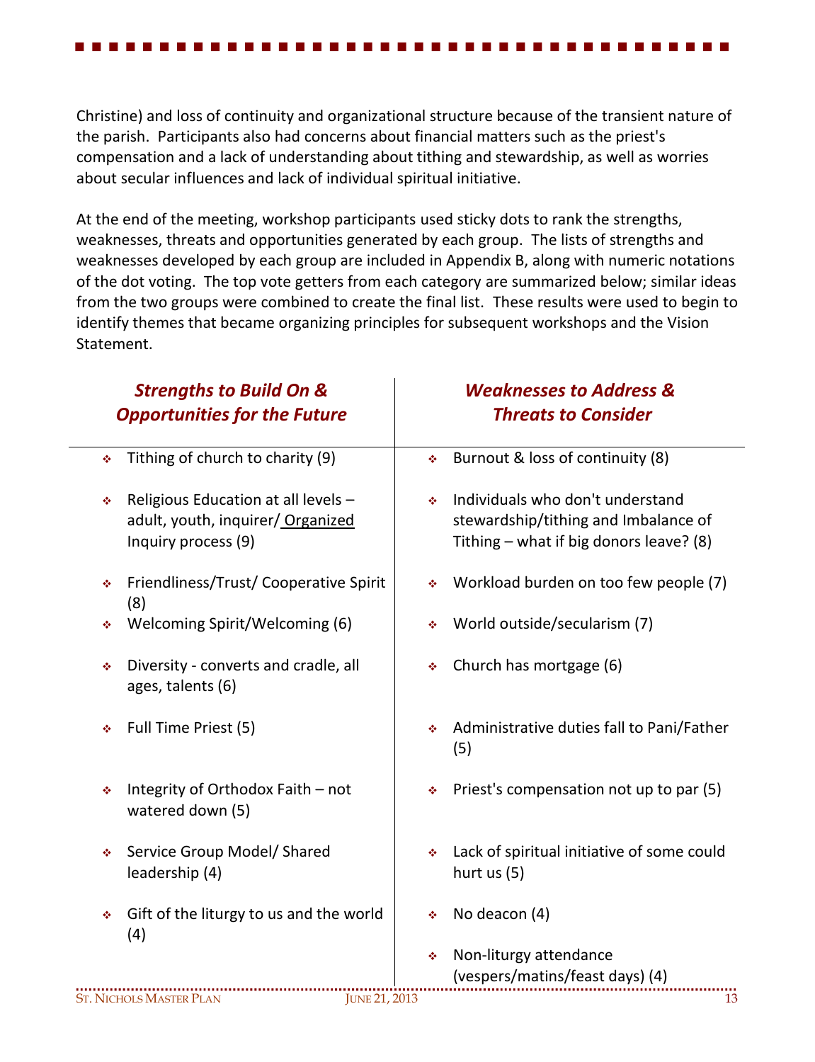Christine) and loss of continuity and organizational structure because of the transient nature of the parish. Participants also had concerns about financial matters such as the priest's compensation and a lack of understanding about tithing and stewardship, as well as worries about secular influences and lack of individual spiritual initiative.

At the end of the meeting, workshop participants used sticky dots to rank the strengths, weaknesses, threats and opportunities generated by each group. The lists of strengths and weaknesses developed by each group are included in Appendix B, along with numeric notations of the dot voting. The top vote getters from each category are summarized below; similar ideas from the two groups were combined to create the final list. These results were used to begin to identify themes that became organizing principles for subsequent workshops and the Vision Statement.

| ***Strengths to Build On & Opportunities for the Future*** | ***Weaknesses to Address & Threats to Consider*** |
|---|---|
| ❖ Tithing of church to charity (9) | ❖ Burnout & loss of continuity (8) |
| ❖ Religious Education at all levels – adult, youth, inquirer/ <u>Organized</u> Inquiry process (9) | ❖ Individuals who don't understand stewardship/tithing and Imbalance of Tithing – what if big donors leave? (8) |
| ❖ Friendliness/Trust/ Cooperative Spirit (8) | ❖ Workload burden on too few people (7) |
| ❖ Welcoming Spirit/Welcoming (6) | ❖ World outside/secularism (7) |
| ❖ Diversity - converts and cradle, all ages, talents (6) | ❖ Church has mortgage (6) |
| ❖ Full Time Priest (5) | ❖ Administrative duties fall to Pani/Father (5) |
| ❖ Integrity of Orthodox Faith – not watered down (5) | ❖ Priest's compensation not up to par (5) |
| ❖ Service Group Model/ Shared leadership (4) | ❖ Lack of spiritual initiative of some could hurt us (5) |
| ❖ Gift of the liturgy to us and the world (4) | ❖ No deacon (4) |
| | ❖ Non-liturgy attendance (vespers/matins/feast days) (4) |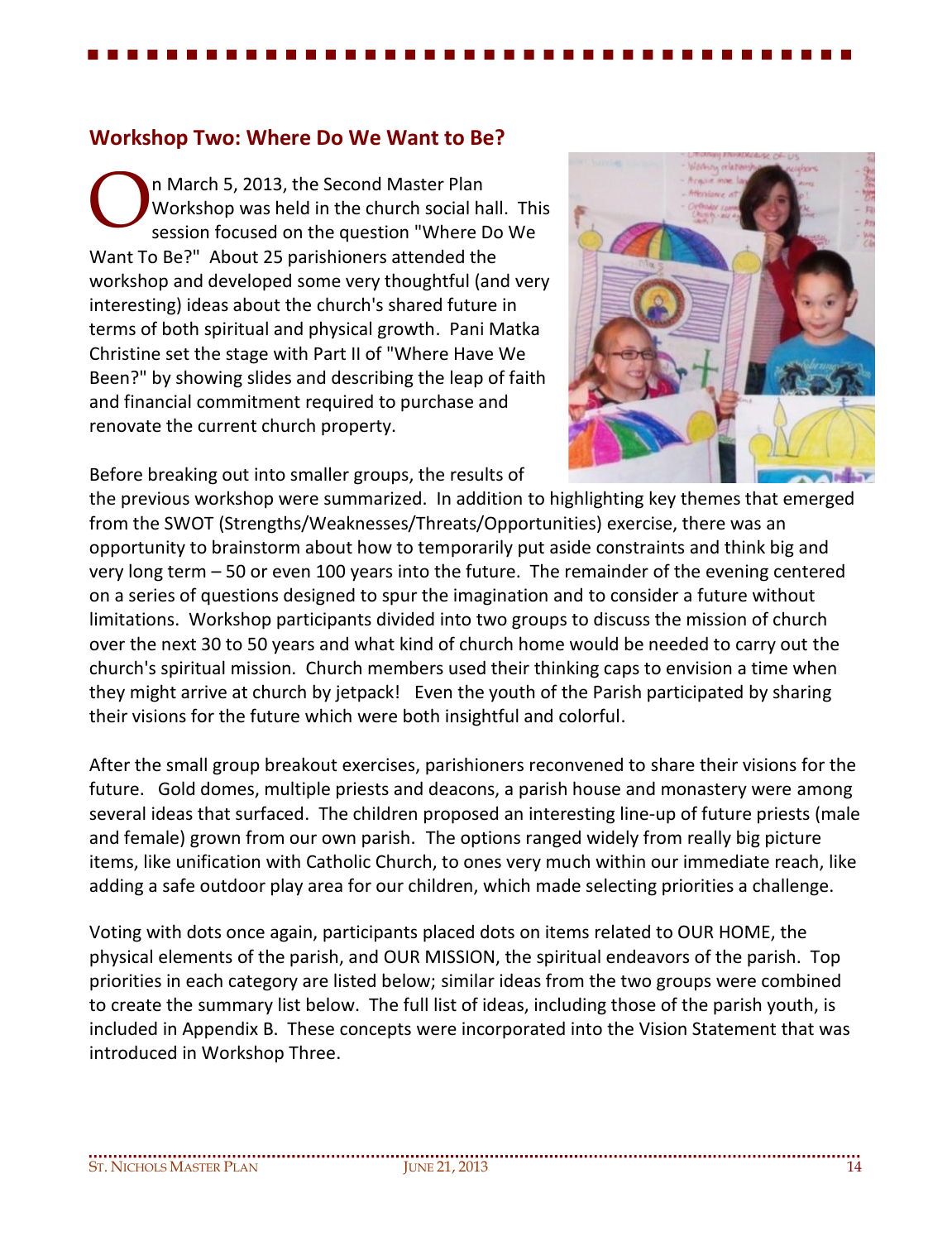## Workshop Two: Where Do We Want to Be?

On March 5, 2013, the Second Master Plan Workshop was held in the church social hall. This session focused on the question "Where Do We Want To Be?" About 25 parishioners attended the workshop and developed some very thoughtful (and very interesting) ideas about the church's shared future in terms of both spiritual and physical growth. Pani Matka Christine set the stage with Part II of "Where Have We Been?" by showing slides and describing the leap of faith and financial commitment required to purchase and renovate the current church property.

Before breaking out into smaller groups, the results of the previous workshop were summarized. In addition to highlighting key themes that emerged from the SWOT (Strengths/Weaknesses/Threats/Opportunities) exercise, there was an opportunity to brainstorm about how to temporarily put aside constraints and think big and very long term – 50 or even 100 years into the future. The remainder of the evening centered on a series of questions designed to spur the imagination and to consider a future without limitations. Workshop participants divided into two groups to discuss the mission of church over the next 30 to 50 years and what kind of church home would be needed to carry out the church's spiritual mission. Church members used their thinking caps to envision a time when they might arrive at church by jetpack! Even the youth of the Parish participated by sharing their visions for the future which were both insightful and colorful.

After the small group breakout exercises, parishioners reconvened to share their visions for the future. Gold domes, multiple priests and deacons, a parish house and monastery were among several ideas that surfaced. The children proposed an interesting line-up of future priests (male and female) grown from our own parish. The options ranged widely from really big picture items, like unification with Catholic Church, to ones very much within our immediate reach, like adding a safe outdoor play area for our children, which made selecting priorities a challenge.

Voting with dots once again, participants placed dots on items related to OUR HOME, the physical elements of the parish, and OUR MISSION, the spiritual endeavors of the parish. Top priorities in each category are listed below; similar ideas from the two groups were combined to create the summary list below. The full list of ideas, including those of the parish youth, is included in Appendix B. These concepts were incorporated into the Vision Statement that was introduced in Workshop Three.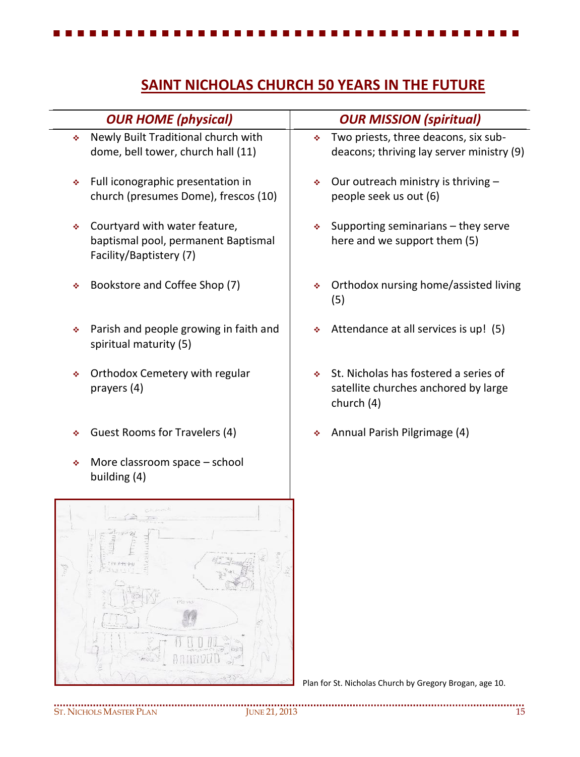## SAINT NICHOLAS CHURCH 50 YEARS IN THE FUTURE

| *OUR HOME (physical)* | *OUR MISSION (spiritual)* |
|---|---|
| Newly Built Traditional church with dome, bell tower, church hall (11) | Two priests, three deacons, six sub-deacons; thriving lay server ministry (9) |
| Full iconographic presentation in church (presumes Dome), frescos (10) | Our outreach ministry is thriving – people seek us out (6) |
| Courtyard with water feature, baptismal pool, permanent Baptismal Facility/Baptistery (7) | Supporting seminarians – they serve here and we support them (5) |
| Bookstore and Coffee Shop (7) | Orthodox nursing home/assisted living (5) |
| Parish and people growing in faith and spiritual maturity (5) | Attendance at all services is up! (5) |
| Orthodox Cemetery with regular prayers (4) | St. Nicholas has fostered a series of satellite churches anchored by large church (4) |
| Guest Rooms for Travelers (4) | Annual Parish Pilgrimage (4) |
| More classroom space – school building (4) | |

Plan for St. Nicholas Church by Gregory Brogan, age 10.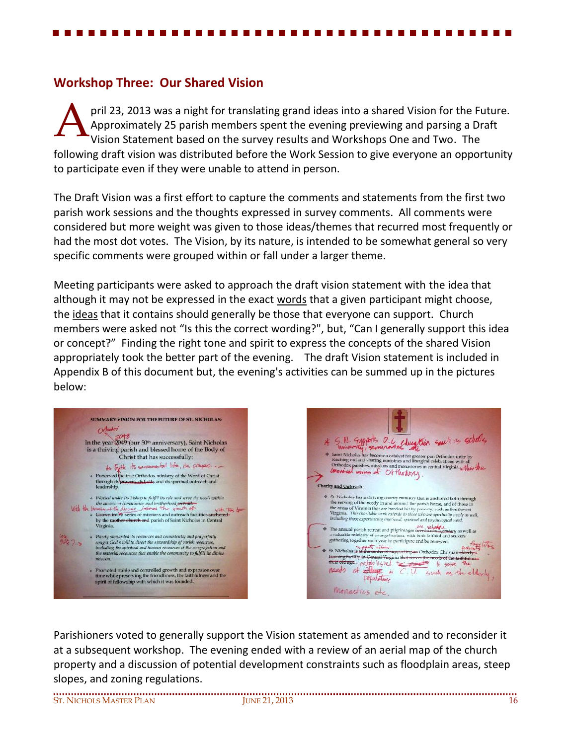## Workshop Three: Our Shared Vision

April 23, 2013 was a night for translating grand ideas into a shared Vision for the Future. Approximately 25 parish members spent the evening previewing and parsing a Draft Vision Statement based on the survey results and Workshops One and Two. The following draft vision was distributed before the Work Session to give everyone an opportunity to participate even if they were unable to attend in person.

The Draft Vision was a first effort to capture the comments and statements from the first two parish work sessions and the thoughts expressed in survey comments. All comments were considered but more weight was given to those ideas/themes that recurred most frequently or had the most dot votes. The Vision, by its nature, is intended to be somewhat general so very specific comments were grouped within or fall under a larger theme.

Meeting participants were asked to approach the draft vision statement with the idea that although it may not be expressed in the exact words that a given participant might choose, the ideas that it contains should generally be those that everyone can support. Church members were asked not "Is this the correct wording?", but, "Can I generally support this idea or concept?" Finding the right tone and spirit to express the concepts of the shared Vision appropriately took the better part of the evening. The draft Vision statement is included in Appendix B of this document but, the evening's activities can be summed up in the pictures below:

Parishioners voted to generally support the Vision statement as amended and to reconsider it at a subsequent workshop. The evening ended with a review of an aerial map of the church property and a discussion of potential development constraints such as floodplain areas, steep slopes, and zoning regulations.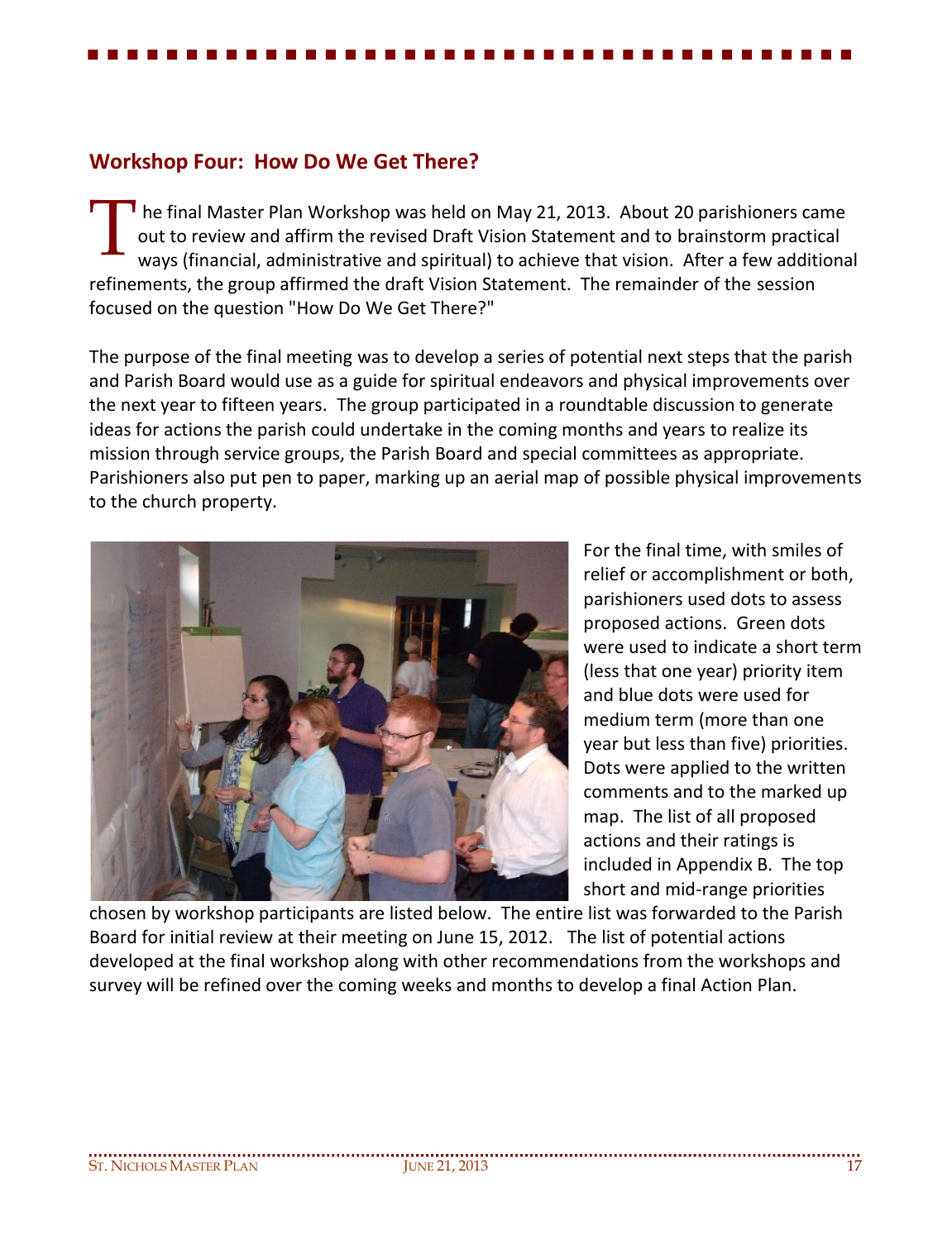## Workshop Four: How Do We Get There?

The final Master Plan Workshop was held on May 21, 2013. About 20 parishioners came out to review and affirm the revised Draft Vision Statement and to brainstorm practical ways (financial, administrative and spiritual) to achieve that vision. After a few additional refinements, the group affirmed the draft Vision Statement. The remainder of the session focused on the question "How Do We Get There?"

The purpose of the final meeting was to develop a series of potential next steps that the parish and Parish Board would use as a guide for spiritual endeavors and physical improvements over the next year to fifteen years. The group participated in a roundtable discussion to generate ideas for actions the parish could undertake in the coming months and years to realize its mission through service groups, the Parish Board and special committees as appropriate. Parishioners also put pen to paper, marking up an aerial map of possible physical improvements to the church property.

For the final time, with smiles of relief or accomplishment or both, parishioners used dots to assess proposed actions. Green dots were used to indicate a short term (less that one year) priority item and blue dots were used for medium term (more than one year but less than five) priorities. Dots were applied to the written comments and to the marked up map. The list of all proposed actions and their ratings is included in Appendix B. The top short and mid-range priorities chosen by workshop participants are listed below. The entire list was forwarded to the Parish Board for initial review at their meeting on June 15, 2012. The list of potential actions developed at the final workshop along with other recommendations from the workshops and survey will be refined over the coming weeks and months to develop a final Action Plan.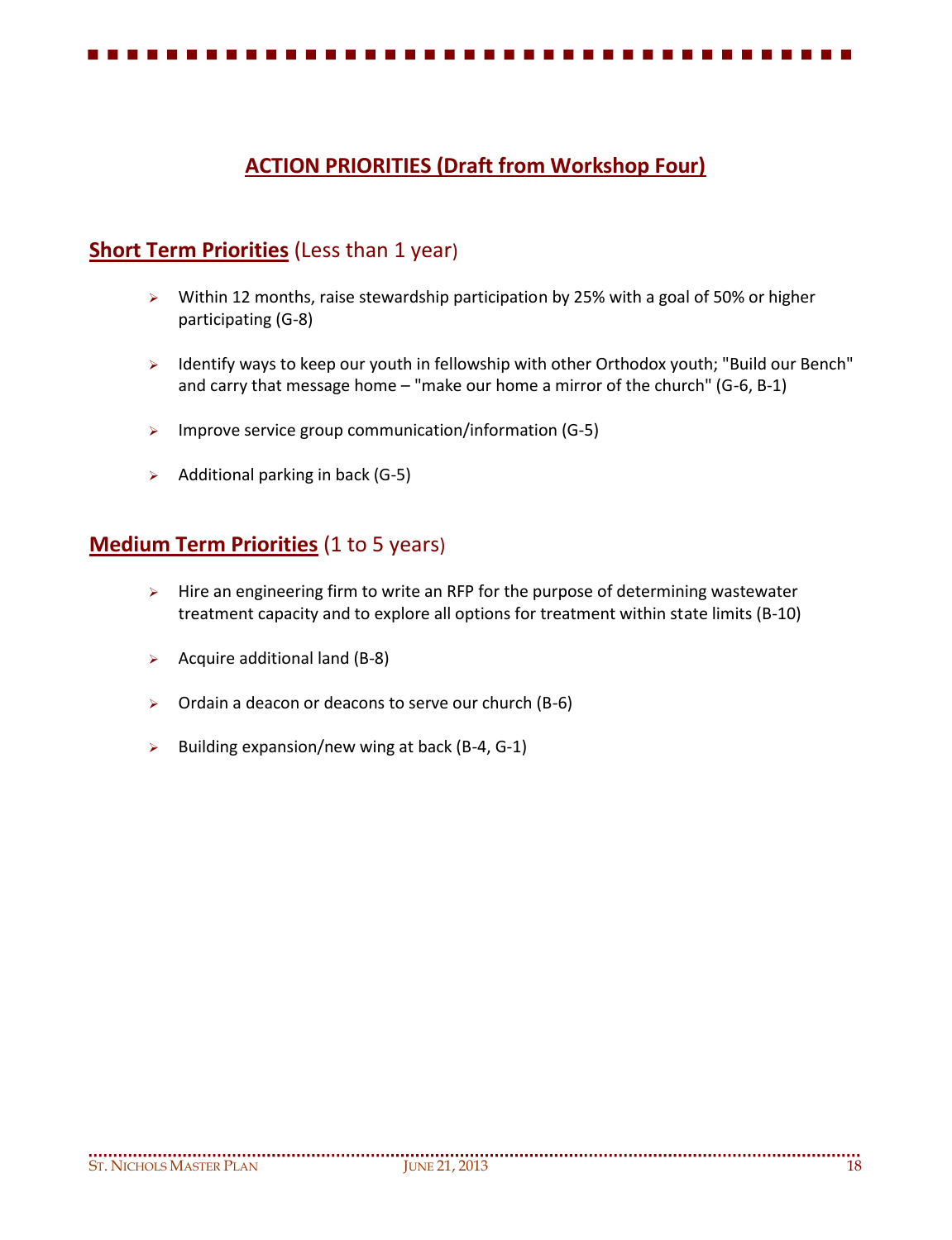## ACTION PRIORITIES (Draft from Workshop Four)

### Short Term Priorities (Less than 1 year)

- Within 12 months, raise stewardship participation by 25% with a goal of 50% or higher participating (G-8)
- Identify ways to keep our youth in fellowship with other Orthodox youth; "Build our Bench" and carry that message home – "make our home a mirror of the church" (G-6, B-1)
- Improve service group communication/information (G-5)
- Additional parking in back (G-5)

### Medium Term Priorities (1 to 5 years)

- Hire an engineering firm to write an RFP for the purpose of determining wastewater treatment capacity and to explore all options for treatment within state limits (B-10)
- Acquire additional land (B-8)
- Ordain a deacon or deacons to serve our church (B-6)
- Building expansion/new wing at back (B-4, G-1)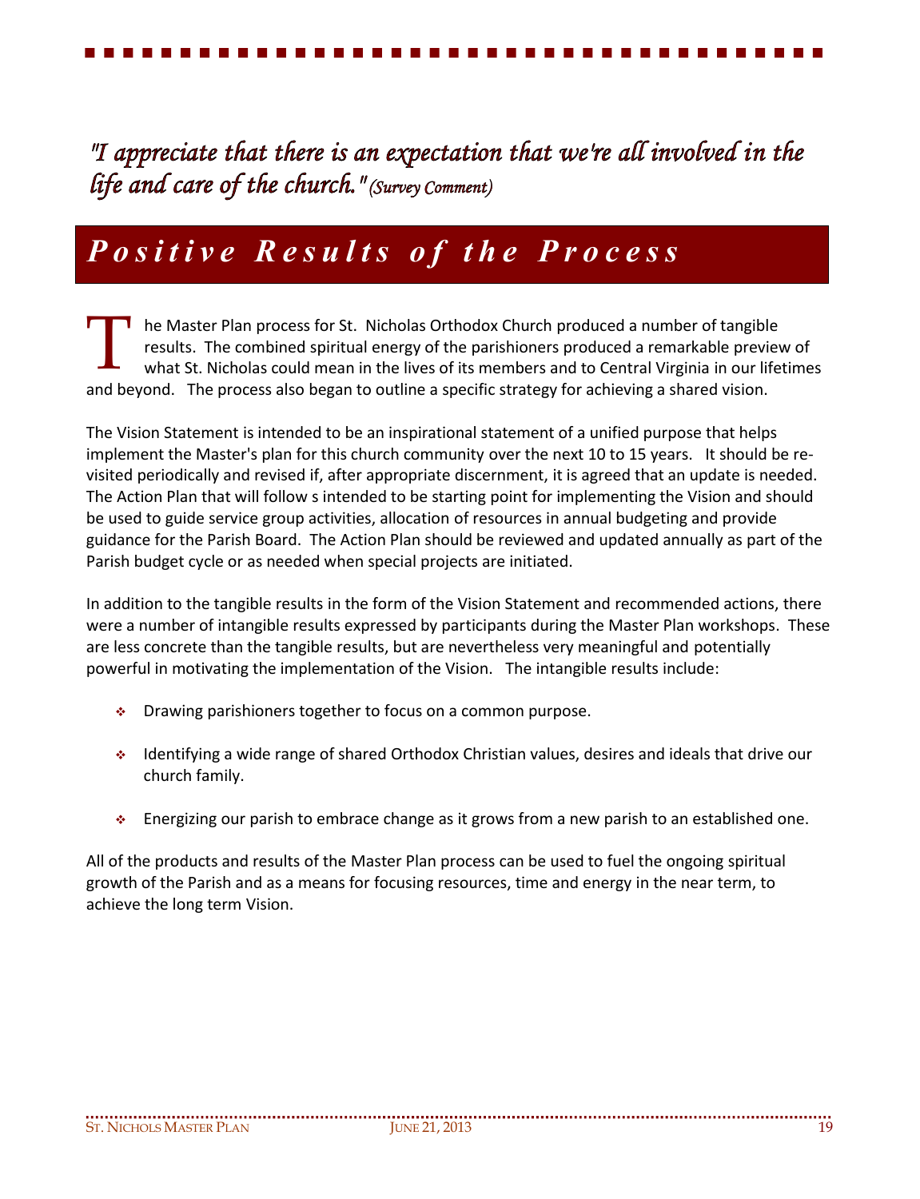*"I appreciate that there is an expectation that we're all involved in the life and care of the church." (Survey Comment)*

## *Positive Results of the Process*

The Master Plan process for St. Nicholas Orthodox Church produced a number of tangible results. The combined spiritual energy of the parishioners produced a remarkable preview of what St. Nicholas could mean in the lives of its members and to Central Virginia in our lifetimes and beyond. The process also began to outline a specific strategy for achieving a shared vision.

The Vision Statement is intended to be an inspirational statement of a unified purpose that helps implement the Master's plan for this church community over the next 10 to 15 years. It should be re-visited periodically and revised if, after appropriate discernment, it is agreed that an update is needed. The Action Plan that will follow s intended to be starting point for implementing the Vision and should be used to guide service group activities, allocation of resources in annual budgeting and provide guidance for the Parish Board. The Action Plan should be reviewed and updated annually as part of the Parish budget cycle or as needed when special projects are initiated.

In addition to the tangible results in the form of the Vision Statement and recommended actions, there were a number of intangible results expressed by participants during the Master Plan workshops. These are less concrete than the tangible results, but are nevertheless very meaningful and potentially powerful in motivating the implementation of the Vision. The intangible results include:

- Drawing parishioners together to focus on a common purpose.
- Identifying a wide range of shared Orthodox Christian values, desires and ideals that drive our church family.
- Energizing our parish to embrace change as it grows from a new parish to an established one.

All of the products and results of the Master Plan process can be used to fuel the ongoing spiritual growth of the Parish and as a means for focusing resources, time and energy in the near term, to achieve the long term Vision.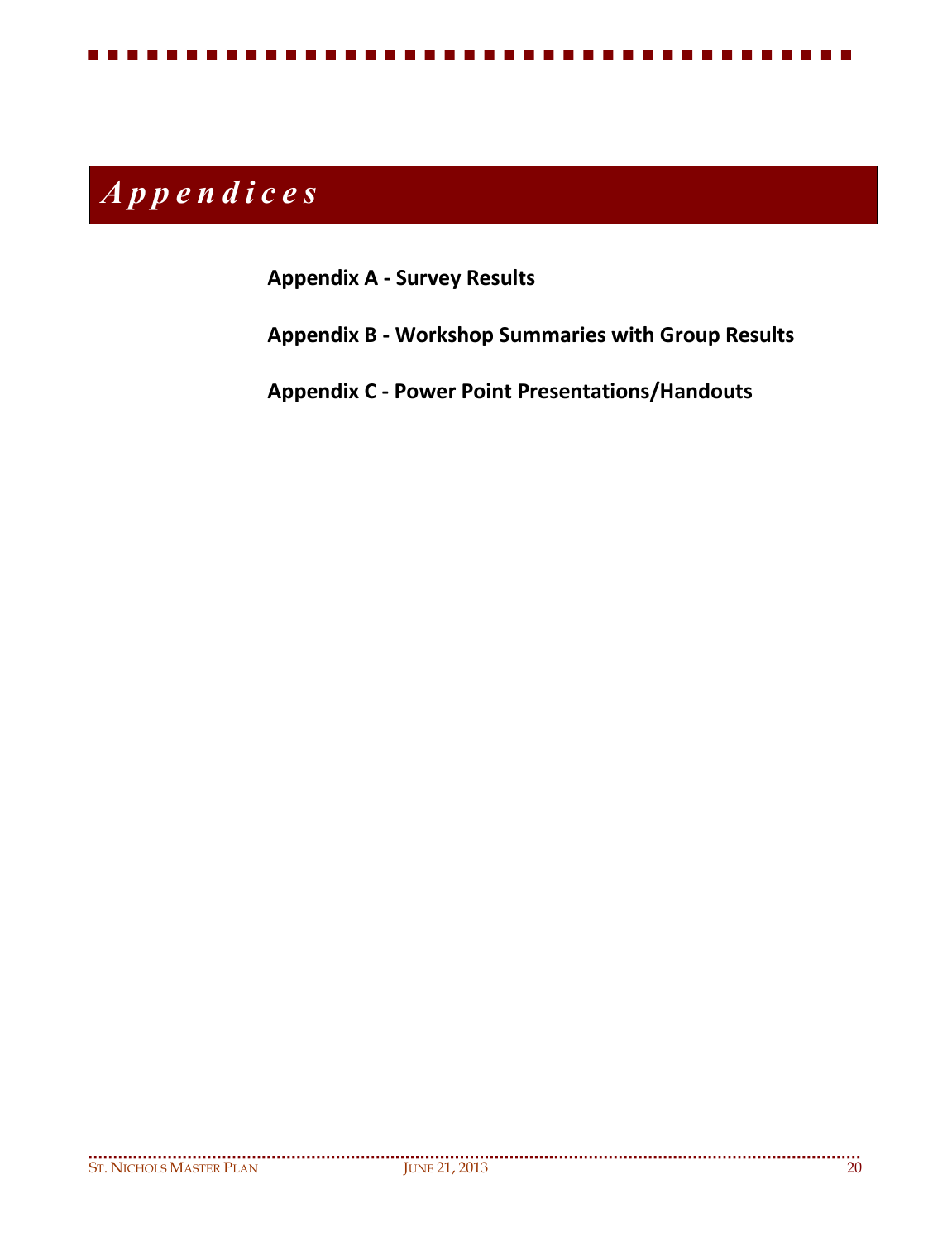# Appendices

**Appendix A - Survey Results**

**Appendix B - Workshop Summaries with Group Results**

**Appendix C - Power Point Presentations/Handouts**